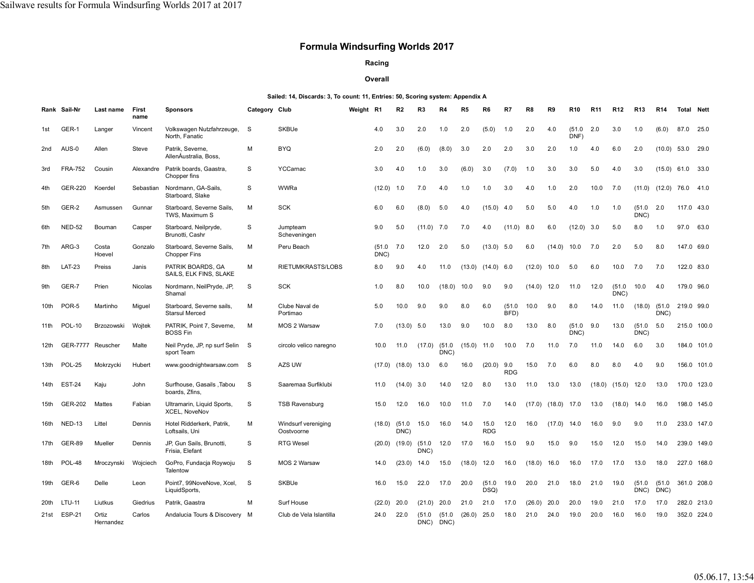# Formula Windsurfing Worlds 2017

### Racing

### Overall

**Sailed: 14, Discards: 3, To count: 11, Entries: 50, Scoring system: Appendix A**

| Rank | Sail-Nr | Last name | First name | Sponsors | Category | Club | Weight | R1 | R2 | R3 | R4 | R5 | R6 | R7 | R8 | R9 | R10 | R11 | R12 | R13 | R14 | Total | Nett |
|---|---|---|---|---|---|---|---|---|---|---|---|---|---|---|---|---|---|---|---|---|---|---|---|
| 1st | GER-1 | Langer | Vincent | Volkswagen Nutzfahrzeuge, North, Fanatic | S | SKBUe | | 4.0 | 3.0 | 2.0 | 1.0 | 2.0 | (5.0) | 1.0 | 2.0 | 4.0 | (51.0 DNF) | 2.0 | 3.0 | 1.0 | (6.0) | 87.0 | 25.0 |
| 2nd | AUS-0 | Allen | Steve | Patrik, Severne, AllenÁustralia, Boss, | M | BYQ | | 2.0 | 2.0 | (6.0) | (8.0) | 3.0 | 2.0 | 2.0 | 3.0 | 2.0 | 1.0 | 4.0 | 6.0 | 2.0 | (10.0) | 53.0 | 29.0 |
| 3rd | FRA-752 | Cousin | Alexandre | Patrik boards, Gaastra, Chopper fins | S | YCCarnac | | 3.0 | 4.0 | 1.0 | 3.0 | (6.0) | 3.0 | (7.0) | 1.0 | 3.0 | 3.0 | 5.0 | 4.0 | 3.0 | (15.0) | 61.0 | 33.0 |
| 4th | GER-220 | Koerdel | Sebastian | Nordmann, GA-Sails, Starboard, Slake | S | WWRa | | (12.0) | 1.0 | 7.0 | 4.0 | 1.0 | 1.0 | 3.0 | 4.0 | 1.0 | 2.0 | 10.0 | 7.0 | (11.0) | (12.0) | 76.0 | 41.0 |
| 5th | GER-2 | Asmussen | Gunnar | Starboard, Severne Sails, TWS, Maximum S | M | SCK | | 6.0 | 6.0 | (8.0) | 5.0 | 4.0 | (15.0) | 4.0 | 5.0 | 5.0 | 4.0 | 1.0 | 1.0 | (51.0 DNC) | 2.0 | 117.0 | 43.0 |
| 6th | NED-52 | Bouman | Casper | Starboard, Neilpryde, Brunotti, Cashr | S | Jumpteam Scheveningen | | 9.0 | 5.0 | (11.0) | 7.0 | 7.0 | 4.0 | (11.0) | 8.0 | 6.0 | (12.0) | 3.0 | 5.0 | 8.0 | 1.0 | 97.0 | 63.0 |
| 7th | ARG-3 | Costa Hoevel | Gonzalo | Starboard, Severne Sails, Chopper Fins | M | Peru Beach | | (51.0 DNC) | 7.0 | 12.0 | 2.0 | 5.0 | (13.0) | 5.0 | 6.0 | (14.0) | 10.0 | 7.0 | 2.0 | 5.0 | 8.0 | 147.0 | 69.0 |
| 8th | LAT-23 | Preiss | Janis | PATRIK BOARDS, GA SAILS, ELK FINS, SLAKE | M | RIETUMKRASTS/LOBS | | 8.0 | 9.0 | 4.0 | 11.0 | (13.0) | (14.0) | 6.0 | (12.0) | 10.0 | 5.0 | 6.0 | 10.0 | 7.0 | 7.0 | 122.0 | 83.0 |
| 9th | GER-7 | Prien | Nicolas | Nordmann, NeilPryde, JP, Shamal | S | SCK | | 1.0 | 8.0 | 10.0 | (18.0) | 10.0 | 9.0 | 9.0 | (14.0) | 12.0 | 11.0 | 12.0 | (51.0 DNC) | 10.0 | 4.0 | 179.0 | 96.0 |
| 10th | POR-5 | Martinho | Miguel | Starboard, Severne sails, Starsul Merced | M | Clube Naval de Portimao | | 5.0 | 10.0 | 9.0 | 9.0 | 8.0 | 6.0 | (51.0 BFD) | 10.0 | 9.0 | 8.0 | 14.0 | 11.0 | (18.0) | (51.0 DNC) | 219.0 | 99.0 |
| 11th | POL-10 | Brzozowski | Wojtek | PATRIK, Point 7, Severne, BOSS Fin | M | MOS 2 Warsaw | | 7.0 | (13.0) | 5.0 | 13.0 | 9.0 | 10.0 | 8.0 | 13.0 | 8.0 | (51.0 DNC) | 9.0 | 13.0 | (51.0 DNC) | 5.0 | 215.0 | 100.0 |
| 12th | GER-7777 | Reuscher | Malte | Neil Pryde, JP, np surf Selin sport Team | S | circolo velico naregno | | 10.0 | 11.0 | (17.0) | (51.0 DNC) | (15.0) | 11.0 | 10.0 | 7.0 | 11.0 | 7.0 | 11.0 | 14.0 | 6.0 | 3.0 | 184.0 | 101.0 |
| 13th | POL-25 | Mokrzycki | Hubert | www.goodnightwarsaw.com | S | AZS UW | | (17.0) | (18.0) | 13.0 | 6.0 | 16.0 | (20.0) | 9.0 RDG | 15.0 | 7.0 | 6.0 | 8.0 | 8.0 | 4.0 | 9.0 | 156.0 | 101.0 |
| 14th | EST-24 | Kaju | John | Surfhouse, Gasails ,Tabou boards, Zfins, | S | Saaremaa Surfiklubi | | 11.0 | (14.0) | 3.0 | 14.0 | 12.0 | 8.0 | 13.0 | 11.0 | 13.0 | 13.0 | (18.0) | (15.0) | 12.0 | 13.0 | 170.0 | 123.0 |
| 15th | GER-202 | Mattes | Fabian | Ultramarin, Liquid Sports, XCEL, NoveNov | S | TSB Ravensburg | | 15.0 | 12.0 | 16.0 | 10.0 | 11.0 | 7.0 | 14.0 | (17.0) | (18.0) | 17.0 | 13.0 | (18.0) | 14.0 | 16.0 | 198.0 | 145.0 |
| 16th | NED-13 | Littel | Dennis | Hotel Ridderkerk, Patrik, Loftsails, Uni | M | Windsurf vereniging Oostvoorne | | (18.0) | (51.0 DNC) | 15.0 | 16.0 | 14.0 | 15.0 RDG | 12.0 | 16.0 | (17.0) | 14.0 | 16.0 | 9.0 | 9.0 | 11.0 | 233.0 | 147.0 |
| 17th | GER-89 | Mueller | Dennis | JP, Gun Sails, Brunotti, Frisia, Elefant | S | RTG Wesel | | (20.0) | (19.0) | (51.0 DNC) | 12.0 | 17.0 | 16.0 | 15.0 | 9.0 | 15.0 | 9.0 | 15.0 | 12.0 | 15.0 | 14.0 | 239.0 | 149.0 |
| 18th | POL-48 | Mroczynski | Wojciech | GoPro, Fundacja Roywoju Talentow | S | MOS 2 Warsaw | | 14.0 | (23.0) | 14.0 | 15.0 | (18.0) | 12.0 | 16.0 | (18.0) | 16.0 | 16.0 | 17.0 | 17.0 | 13.0 | 18.0 | 227.0 | 168.0 |
| 19th | GER-6 | Delle | Leon | Point7, 99NoveNove, Xcel, LiquidSports, | S | SKBUe | | 16.0 | 15.0 | 22.0 | 17.0 | 20.0 | (51.0 DSQ) | 19.0 | 20.0 | 21.0 | 18.0 | 21.0 | 19.0 | (51.0 DNC) | (51.0 DNC) | 361.0 | 208.0 |
| 20th | LTU-11 | Liutkus | Giedrius | Patrik, Gaastra | M | Surf House | | (22.0) | 20.0 | (21.0) | 20.0 | 21.0 | 21.0 | 17.0 | (26.0) | 20.0 | 20.0 | 19.0 | 21.0 | 17.0 | 17.0 | 282.0 | 213.0 |
| 21st | ESP-21 | Ortiz Hernandez | Carlos | Andalucia Tours & Discovery | M | Club de Vela Islantilla | | 24.0 | 22.0 | (51.0 DNC) | (51.0 DNC) | (26.0) | 25.0 | 18.0 | 21.0 | 24.0 | 19.0 | 20.0 | 16.0 | 16.0 | 19.0 | 352.0 | 224.0 |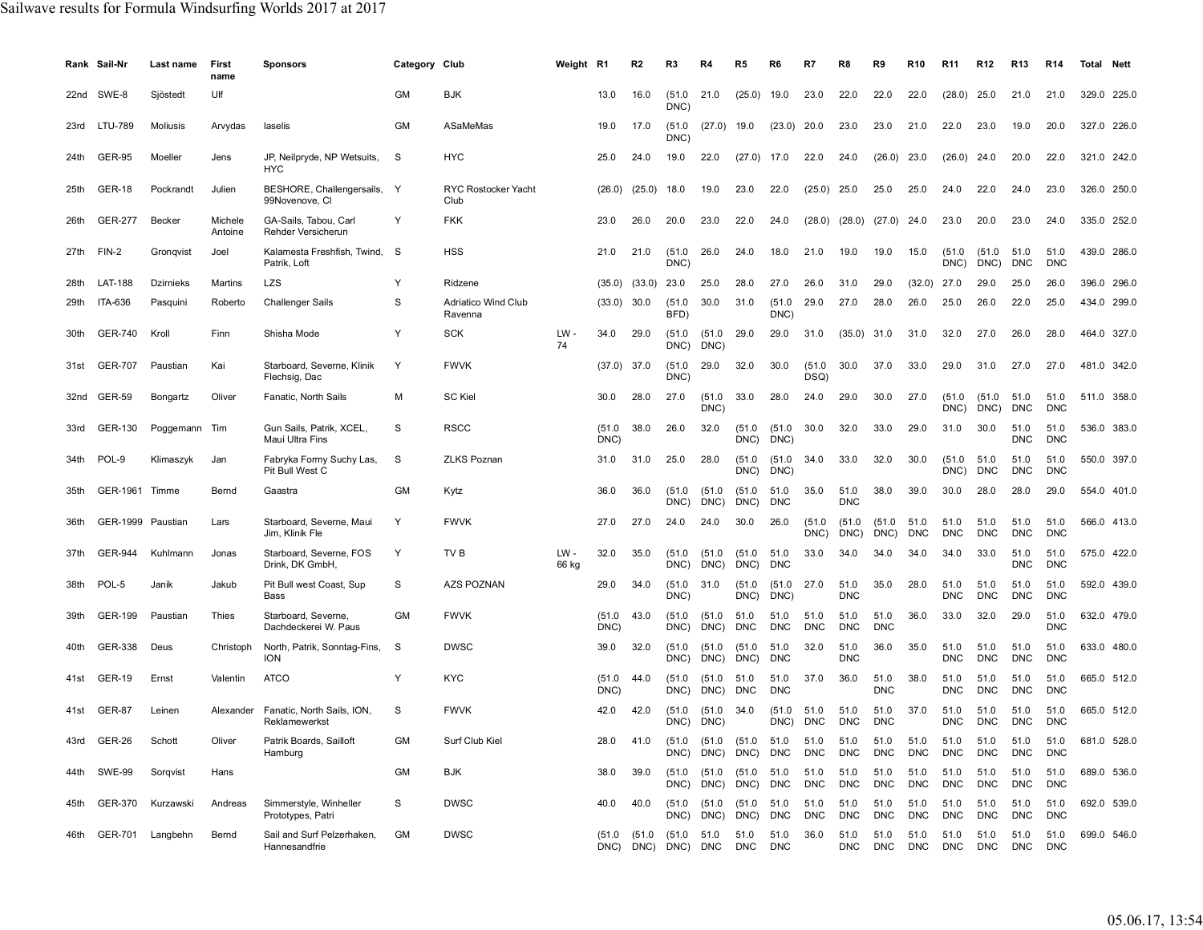Sailwave results for Formula Windsurfing Worlds 2017 at 2017

| Rank | Sail-Nr | Last name | First name | Sponsors | Category | Club | Weight | R1 | R2 | R3 | R4 | R5 | R6 | R7 | R8 | R9 | R10 | R11 | R12 | R13 | R14 | Total | Nett |
|---|---|---|---|---|---|---|---|---|---|---|---|---|---|---|---|---|---|---|---|---|---|---|---|
| 22nd | SWE-8 | Sjöstedt | Ulf | | GM | BJK | | 13.0 | 16.0 | (51.0 DNC) | 21.0 | (25.0) | 19.0 | 23.0 | 22.0 | 22.0 | 22.0 | (28.0) | 25.0 | 21.0 | 21.0 | 329.0 | 225.0 |
| 23rd | LTU-789 | Moliusis | Arvydas | laselis | GM | ASaMeMas | | 19.0 | 17.0 | (51.0 DNC) | (27.0) | 19.0 | (23.0) | 20.0 | 23.0 | 23.0 | 21.0 | 22.0 | 23.0 | 19.0 | 20.0 | 327.0 | 226.0 |
| 24th | GER-95 | Moeller | Jens | JP, Neilpryde, NP Wetsuits, HYC | S | HYC | | 25.0 | 24.0 | 19.0 | 22.0 | (27.0) | 17.0 | 22.0 | 24.0 | (26.0) | 23.0 | (26.0) | 24.0 | 20.0 | 22.0 | 321.0 | 242.0 |
| 25th | GER-18 | Pockrandt | Julien | BESHORE, Challengersails, 99Novenove, Cl | Y | RYC Rostocker Yacht Club | | (26.0) | (25.0) | 18.0 | 19.0 | 23.0 | 22.0 | (25.0) | 25.0 | 25.0 | 25.0 | 24.0 | 22.0 | 24.0 | 23.0 | 326.0 | 250.0 |
| 26th | GER-277 | Becker | Michele Antoine | GA-Sails, Tabou, Carl Rehder Versicherun | Y | FKK | | 23.0 | 26.0 | 20.0 | 23.0 | 22.0 | 24.0 | (28.0) | (28.0) | (27.0) | 24.0 | 23.0 | 20.0 | 23.0 | 24.0 | 335.0 | 252.0 |
| 27th | FIN-2 | Gronqvist | Joel | Kalamesta Freshfish, Twind, Patrik, Loft | S | HSS | | 21.0 | 21.0 | (51.0 DNC) | 26.0 | 24.0 | 18.0 | 21.0 | 19.0 | 19.0 | 15.0 | (51.0 DNC) | (51.0 DNC) | 51.0 DNC | 51.0 DNC | 439.0 | 286.0 |
| 28th | LAT-188 | Dzirnieks | Martins | LZS | Y | Ridzene | | (35.0) | (33.0) | 23.0 | 25.0 | 28.0 | 27.0 | 26.0 | 31.0 | 29.0 | (32.0) | 27.0 | 29.0 | 25.0 | 26.0 | 396.0 | 296.0 |
| 29th | ITA-636 | Pasquini | Roberto | Challenger Sails | S | Adriatico Wind Club Ravenna | | (33.0) | 30.0 | (51.0 BFD) | 30.0 | 31.0 | (51.0 DNC) | 29.0 | 27.0 | 28.0 | 26.0 | 25.0 | 26.0 | 22.0 | 25.0 | 434.0 | 299.0 |
| 30th | GER-740 | Kroll | Finn | Shisha Mode | Y | SCK | LW - 74 | 34.0 | 29.0 | (51.0 DNC) | (51.0 DNC) | 29.0 | 29.0 | 31.0 | (35.0) | 31.0 | 31.0 | 32.0 | 27.0 | 26.0 | 28.0 | 464.0 | 327.0 |
| 31st | GER-707 | Paustian | Kai | Starboard, Severne, Klinik Flechsig, Dac | Y | FWVK | | (37.0) | 37.0 | (51.0 DNC) | 29.0 | 32.0 | 30.0 | (51.0 DSQ) | 30.0 | 37.0 | 33.0 | 29.0 | 31.0 | 27.0 | 27.0 | 481.0 | 342.0 |
| 32nd | GER-59 | Bongartz | Oliver | Fanatic, North Sails | M | SC Kiel | | 30.0 | 28.0 | 27.0 | (51.0 DNC) | 33.0 | 28.0 | 24.0 | 29.0 | 30.0 | 27.0 | (51.0 DNC) | (51.0 DNC) | 51.0 DNC | 51.0 DNC | 511.0 | 358.0 |
| 33rd | GER-130 | Poggemann | Tim | Gun Sails, Patrik, XCEL, Maui Ultra Fins | S | RSCC | | (51.0 DNC) | 38.0 | 26.0 | 32.0 | (51.0 DNC) | (51.0 DNC) | 30.0 | 32.0 | 33.0 | 29.0 | 31.0 | 30.0 | 51.0 DNC | 51.0 DNC | 536.0 | 383.0 |
| 34th | POL-9 | Klimaszyk | Jan | Fabryka Formy Suchy Las, Pit Bull West C | S | ZLKS Poznan | | 31.0 | 31.0 | 25.0 | 28.0 | (51.0 DNC) | (51.0 DNC) | 34.0 | 33.0 | 32.0 | 30.0 | (51.0 DNC) | 51.0 DNC | 51.0 DNC | 51.0 DNC | 550.0 | 397.0 |
| 35th | GER-1961 | Timme | Bernd | Gaastra | GM | Kytz | | 36.0 | 36.0 | (51.0 DNC) | (51.0 DNC) | (51.0 DNC) | 51.0 DNC | 35.0 | 51.0 DNC | 38.0 | 39.0 | 30.0 | 28.0 | 28.0 | 29.0 | 554.0 | 401.0 |
| 36th | GER-1999 | Paustian | Lars | Starboard, Severne, Maui Jim, Klinik Fle | Y | FWVK | | 27.0 | 27.0 | 24.0 | 24.0 | 30.0 | 26.0 | (51.0 DNC) | (51.0 DNC) | (51.0 DNC) | 51.0 DNC | 51.0 DNC | 51.0 DNC | 51.0 DNC | 51.0 DNC | 566.0 | 413.0 |
| 37th | GER-944 | Kuhlmann | Jonas | Starboard, Severne, FOS Drink, DK GmbH, | Y | TV B | LW - 66 kg | 32.0 | 35.0 | (51.0 DNC) | (51.0 DNC) | (51.0 DNC) | 51.0 DNC | 33.0 | 34.0 | 34.0 | 34.0 | 34.0 | 33.0 | 51.0 DNC | 51.0 DNC | 575.0 | 422.0 |
| 38th | POL-5 | Janik | Jakub | Pit Bull west Coast, Sup Bass | S | AZS POZNAN | | 29.0 | 34.0 | (51.0 DNC) | 31.0 | (51.0 DNC) | (51.0 DNC) | 27.0 | 51.0 DNC | 35.0 | 28.0 | 51.0 DNC | 51.0 DNC | 51.0 DNC | 51.0 DNC | 592.0 | 439.0 |
| 39th | GER-199 | Paustian | Thies | Starboard, Severne, Dachdeckerei W. Paus | GM | FWVK | | (51.0 DNC) | 43.0 | (51.0 DNC) | (51.0 DNC) | 51.0 DNC | 51.0 DNC | 51.0 DNC | 51.0 DNC | 51.0 DNC | 36.0 | 33.0 | 32.0 | 29.0 | 51.0 DNC | 632.0 | 479.0 |
| 40th | GER-338 | Deus | Christoph | North, Patrik, Sonntag-Fins, ION | S | DWSC | | 39.0 | 32.0 | (51.0 DNC) | (51.0 DNC) | (51.0 DNC) | 51.0 DNC | 32.0 | 51.0 DNC | 36.0 | 35.0 | 51.0 DNC | 51.0 DNC | 51.0 DNC | 51.0 DNC | 633.0 | 480.0 |
| 41st | GER-19 | Ernst | Valentin | ATCO | Y | KYC | | (51.0 DNC) | 44.0 | (51.0 DNC) | (51.0 DNC) | 51.0 DNC | 51.0 DNC | 37.0 | 36.0 | 51.0 DNC | 38.0 | 51.0 DNC | 51.0 DNC | 51.0 DNC | 51.0 DNC | 665.0 | 512.0 |
| 41st | GER-87 | Leinen | Alexander | Fanatic, North Sails, ION, Reklamewerkst | S | FWVK | | 42.0 | 42.0 | (51.0 DNC) | (51.0 DNC) | 34.0 | (51.0 DNC) | 51.0 DNC | 51.0 DNC | 51.0 DNC | 37.0 | 51.0 DNC | 51.0 DNC | 51.0 DNC | 51.0 DNC | 665.0 | 512.0 |
| 43rd | GER-26 | Schott | Oliver | Patrik Boards, Sailloft Hamburg | GM | Surf Club Kiel | | 28.0 | 41.0 | (51.0 DNC) | (51.0 DNC) | (51.0 DNC) | 51.0 DNC | 51.0 DNC | 51.0 DNC | 51.0 DNC | 51.0 DNC | 51.0 DNC | 51.0 DNC | 51.0 DNC | 51.0 DNC | 681.0 | 528.0 |
| 44th | SWE-99 | Sorqvist | Hans | | GM | BJK | | 38.0 | 39.0 | (51.0 DNC) | (51.0 DNC) | (51.0 DNC) | 51.0 DNC | 51.0 DNC | 51.0 DNC | 51.0 DNC | 51.0 DNC | 51.0 DNC | 51.0 DNC | 51.0 DNC | 51.0 DNC | 689.0 | 536.0 |
| 45th | GER-370 | Kurzawski | Andreas | Simmerstyle, Winheller Prototypes, Patri | S | DWSC | | 40.0 | 40.0 | (51.0 DNC) | (51.0 DNC) | (51.0 DNC) | 51.0 DNC | 51.0 DNC | 51.0 DNC | 51.0 DNC | 51.0 DNC | 51.0 DNC | 51.0 DNC | 51.0 DNC | 51.0 DNC | 692.0 | 539.0 |
| 46th | GER-701 | Langbehn | Bernd | Sail and Surf Pelzerhaken, Hannesandfrie | GM | DWSC | | (51.0 DNC) | (51.0 DNC) | (51.0 DNC) | 51.0 DNC | 51.0 DNC | 51.0 DNC | 36.0 | 51.0 DNC | 51.0 DNC | 51.0 DNC | 51.0 DNC | 51.0 DNC | 51.0 DNC | 51.0 DNC | 699.0 | 546.0 |

05.06.17, 13:54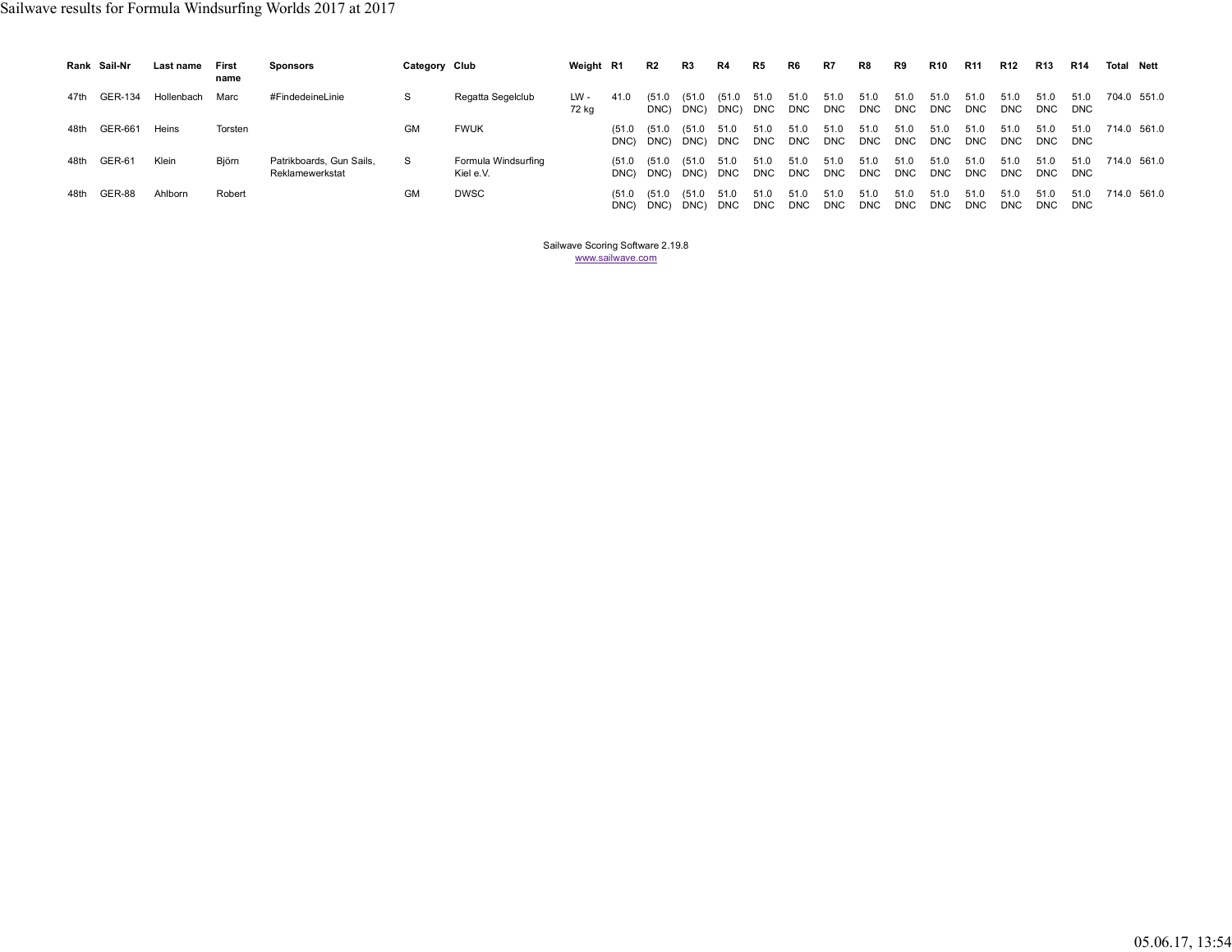| Rank | Sail-Nr | Last name | First name | Sponsors | Category | Club | Weight | R1 | R2 | R3 | R4 | R5 | R6 | R7 | R8 | R9 | R10 | R11 | R12 | R13 | R14 | Total | Nett |
|---|---|---|---|---|---|---|---|---|---|---|---|---|---|---|---|---|---|---|---|---|---|---|---|
| 47th | GER-134 | Hollenbach | Marc | #FindedeineLinie | S | Regatta Segelclub | LW - 72 kg | 41.0 | (51.0 DNC) | (51.0 DNC) | (51.0 DNC) | 51.0 DNC | 51.0 DNC | 51.0 DNC | 51.0 DNC | 51.0 DNC | 51.0 DNC | 51.0 DNC | 51.0 DNC | 51.0 DNC | 51.0 DNC | 704.0 | 551.0 |
| 48th | GER-661 | Heins | Torsten | | GM | FWUK | | (51.0 DNC) | (51.0 DNC) | (51.0 DNC) | 51.0 DNC | 51.0 DNC | 51.0 DNC | 51.0 DNC | 51.0 DNC | 51.0 DNC | 51.0 DNC | 51.0 DNC | 51.0 DNC | 51.0 DNC | 51.0 DNC | 714.0 | 561.0 |
| 48th | GER-61 | Klein | Björn | Patrikboards, Gun Sails, Reklamewerkstat | S | Formula Windsurfing Kiel e.V. | | (51.0 DNC) | (51.0 DNC) | (51.0 DNC) | 51.0 DNC | 51.0 DNC | 51.0 DNC | 51.0 DNC | 51.0 DNC | 51.0 DNC | 51.0 DNC | 51.0 DNC | 51.0 DNC | 51.0 DNC | 51.0 DNC | 714.0 | 561.0 |
| 48th | GER-88 | Ahlborn | Robert | | GM | DWSC | | (51.0 DNC) | (51.0 DNC) | (51.0 DNC) | 51.0 DNC | 51.0 DNC | 51.0 DNC | 51.0 DNC | 51.0 DNC | 51.0 DNC | 51.0 DNC | 51.0 DNC | 51.0 DNC | 51.0 DNC | 51.0 DNC | 714.0 | 561.0 |

Sailwave Scoring Software 2.19.8
www.sailwave.com